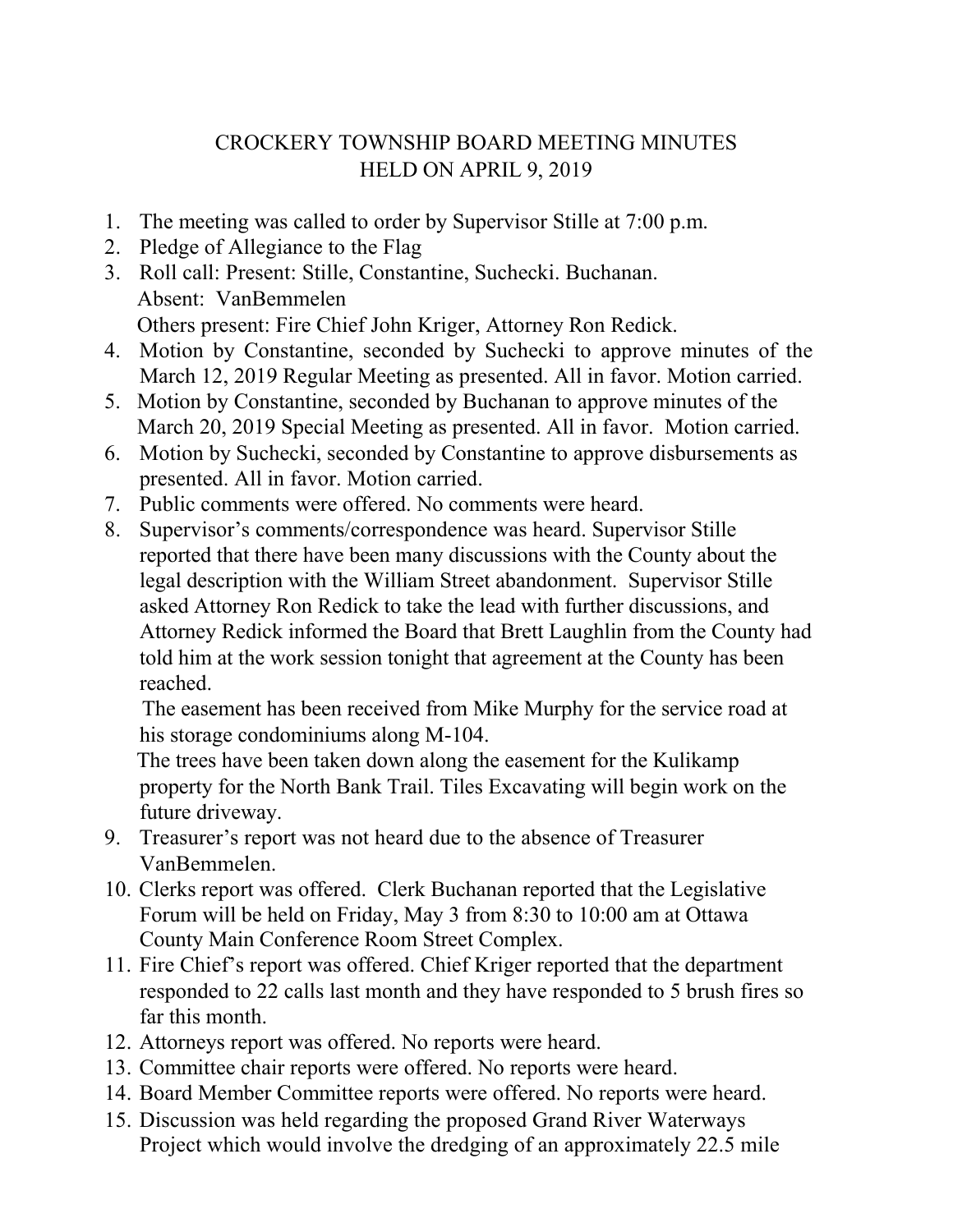# CROCKERY TOWNSHIP BOARD MEETING MINUTES
## HELD ON APRIL 9, 2019

1. The meeting was called to order by Supervisor Stille at 7:00 p.m.
2. Pledge of Allegiance to the Flag
3. Roll call: Present: Stille, Constantine, Suchecki. Buchanan.
   Absent: VanBemmelen
   Others present: Fire Chief John Kriger, Attorney Ron Redick.
4. Motion by Constantine, seconded by Suchecki to approve minutes of the March 12, 2019 Regular Meeting as presented. All in favor. Motion carried.
5. Motion by Constantine, seconded by Buchanan to approve minutes of the March 20, 2019 Special Meeting as presented. All in favor. Motion carried.
6. Motion by Suchecki, seconded by Constantine to approve disbursements as presented. All in favor. Motion carried.
7. Public comments were offered. No comments were heard.
8. Supervisor's comments/correspondence was heard. Supervisor Stille reported that there have been many discussions with the County about the legal description with the William Street abandonment. Supervisor Stille asked Attorney Ron Redick to take the lead with further discussions, and Attorney Redick informed the Board that Brett Laughlin from the County had told him at the work session tonight that agreement at the County has been reached.
   The easement has been received from Mike Murphy for the service road at his storage condominiums along M-104.
   The trees have been taken down along the easement for the Kulikamp property for the North Bank Trail. Tiles Excavating will begin work on the future driveway.
9. Treasurer's report was not heard due to the absence of Treasurer VanBemmelen.
10. Clerks report was offered. Clerk Buchanan reported that the Legislative Forum will be held on Friday, May 3 from 8:30 to 10:00 am at Ottawa County Main Conference Room Street Complex.
11. Fire Chief's report was offered. Chief Kriger reported that the department responded to 22 calls last month and they have responded to 5 brush fires so far this month.
12. Attorneys report was offered. No reports were heard.
13. Committee chair reports were offered. No reports were heard.
14. Board Member Committee reports were offered. No reports were heard.
15. Discussion was held regarding the proposed Grand River Waterways Project which would involve the dredging of an approximately 22.5 mile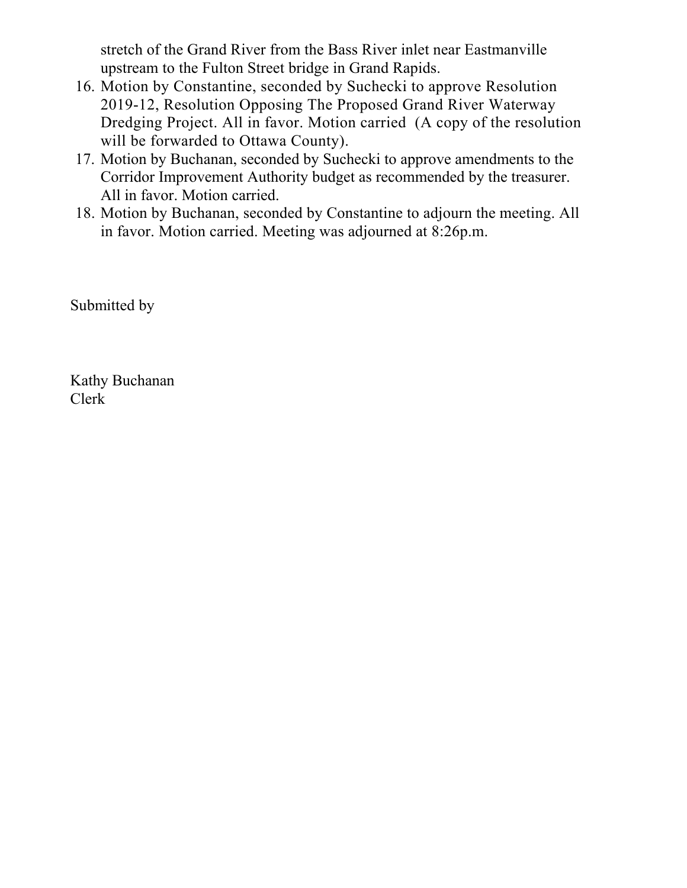stretch of the Grand River from the Bass River inlet near Eastmanville upstream to the Fulton Street bridge in Grand Rapids.

16. Motion by Constantine, seconded by Suchecki to approve Resolution 2019-12, Resolution Opposing The Proposed Grand River Waterway Dredging Project. All in favor. Motion carried (A copy of the resolution will be forwarded to Ottawa County).
17. Motion by Buchanan, seconded by Suchecki to approve amendments to the Corridor Improvement Authority budget as recommended by the treasurer. All in favor. Motion carried.
18. Motion by Buchanan, seconded by Constantine to adjourn the meeting. All in favor. Motion carried. Meeting was adjourned at 8:26p.m.

Submitted by

Kathy Buchanan
Clerk